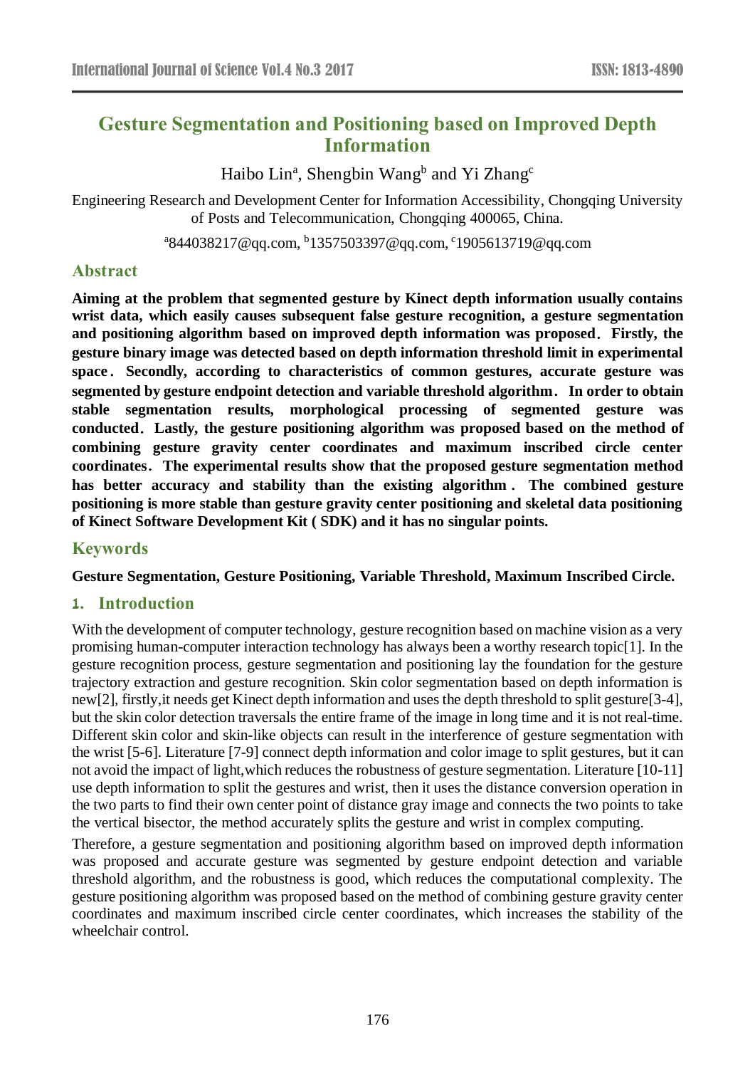# Gesture Segmentation and Positioning based on Improved Depth Information

Haibo Lin[a], Shengbin Wang[b] and Yi Zhang[c]

Engineering Research and Development Center for Information Accessibility, Chongqing University of Posts and Telecommunication, Chongqing 400065, China.

[a]844038217@qq.com, [b]1357503397@qq.com, [c]1905613719@qq.com

## Abstract

**Aiming at the problem that segmented gesture by Kinect depth information usually contains wrist data, which easily causes subsequent false gesture recognition, a gesture segmentation and positioning algorithm based on improved depth information was proposed. Firstly, the gesture binary image was detected based on depth information threshold limit in experimental space. Secondly, according to characteristics of common gestures, accurate gesture was segmented by gesture endpoint detection and variable threshold algorithm. In order to obtain stable segmentation results, morphological processing of segmented gesture was conducted. Lastly, the gesture positioning algorithm was proposed based on the method of combining gesture gravity center coordinates and maximum inscribed circle center coordinates. The experimental results show that the proposed gesture segmentation method has better accuracy and stability than the existing algorithm. The combined gesture positioning is more stable than gesture gravity center positioning and skeletal data positioning of Kinect Software Development Kit ( SDK) and it has no singular points.**

## Keywords

**Gesture Segmentation, Gesture Positioning, Variable Threshold, Maximum Inscribed Circle.**

## 1. Introduction

With the development of computer technology, gesture recognition based on machine vision as a very promising human-computer interaction technology has always been a worthy research topic[1]. In the gesture recognition process, gesture segmentation and positioning lay the foundation for the gesture trajectory extraction and gesture recognition. Skin color segmentation based on depth information is new[2], firstly,it needs get Kinect depth information and uses the depth threshold to split gesture[3-4], but the skin color detection traversals the entire frame of the image in long time and it is not real-time. Different skin color and skin-like objects can result in the interference of gesture segmentation with the wrist [5-6]. Literature [7-9] connect depth information and color image to split gestures, but it can not avoid the impact of light,which reduces the robustness of gesture segmentation. Literature [10-11] use depth information to split the gestures and wrist, then it uses the distance conversion operation in the two parts to find their own center point of distance gray image and connects the two points to take the vertical bisector, the method accurately splits the gesture and wrist in complex computing.

Therefore, a gesture segmentation and positioning algorithm based on improved depth information was proposed and accurate gesture was segmented by gesture endpoint detection and variable threshold algorithm, and the robustness is good, which reduces the computational complexity. The gesture positioning algorithm was proposed based on the method of combining gesture gravity center coordinates and maximum inscribed circle center coordinates, which increases the stability of the wheelchair control.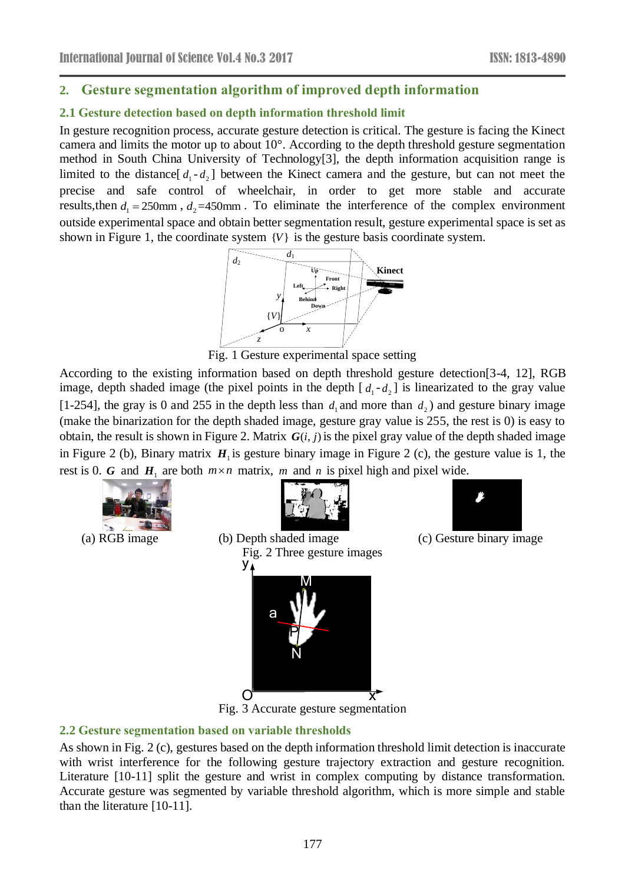## 2. Gesture segmentation algorithm of improved depth information

### 2.1 Gesture detection based on depth information threshold limit

In gesture recognition process, accurate gesture detection is critical. The gesture is facing the Kinect camera and limits the motor up to about 10°. According to the depth threshold gesture segmentation method in South China University of Technology[3], the depth information acquisition range is limited to the distance[ $d_1$ - $d_2$ ] between the Kinect camera and the gesture, but can not meet the precise and safe control of wheelchair, in order to get more stable and accurate results,then $d_1 = 250\text{mm}$ , $d_2 = 450\text{mm}$ . To eliminate the interference of the complex environment outside experimental space and obtain better segmentation result, gesture experimental space is set as shown in Figure 1, the coordinate system $\{V\}$ is the gesture basis coordinate system.

Fig. 1 Gesture experimental space setting

According to the existing information based on depth threshold gesture detection[3-4, 12], RGB image, depth shaded image (the pixel points in the depth [ $d_1$ - $d_2$ ] is linearizated to the gray value [1-254], the gray is 0 and 255 in the depth less than $d_1$ and more than $d_2$ ) and gesture binary image (make the binarization for the depth shaded image, gesture gray value is 255, the rest is 0) is easy to obtain, the result is shown in Figure 2. Matrix $\boldsymbol{G}(i, j)$ is the pixel gray value of the depth shaded image in Figure 2 (b), Binary matrix $\boldsymbol{H}_1$ is gesture binary image in Figure 2 (c), the gesture value is 1, the rest is 0. $\boldsymbol{G}$ and $\boldsymbol{H}_1$ are both $m \times n$ matrix, $m$ and $n$ is pixel high and pixel wide.

(a) RGB image (b) Depth shaded image (c) Gesture binary image

Fig. 2 Three gesture images

Fig. 3 Accurate gesture segmentation

### 2.2 Gesture segmentation based on variable thresholds

As shown in Fig. 2 (c), gestures based on the depth information threshold limit detection is inaccurate with wrist interference for the following gesture trajectory extraction and gesture recognition. Literature [10-11] split the gesture and wrist in complex computing by distance transformation. Accurate gesture was segmented by variable threshold algorithm, which is more simple and stable than the literature [10-11].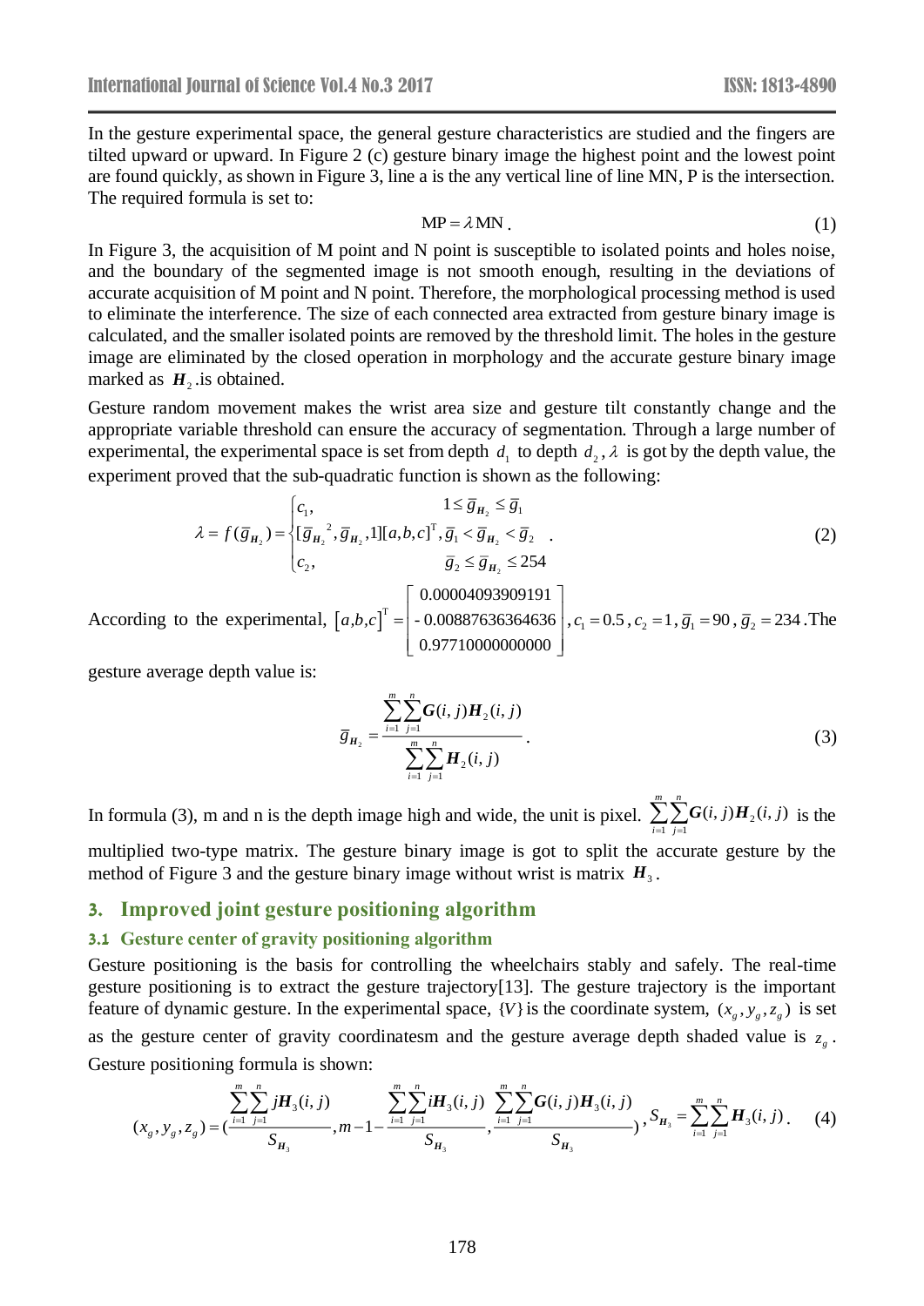In the gesture experimental space, the general gesture characteristics are studied and the fingers are tilted upward or upward. In Figure 2 (c) gesture binary image the highest point and the lowest point are found quickly, as shown in Figure 3, line a is the any vertical line of line MN, P is the intersection. The required formula is set to:

$$\mathrm{MP} = \lambda \mathrm{MN} . \tag{1}$$

In Figure 3, the acquisition of M point and N point is susceptible to isolated points and holes noise, and the boundary of the segmented image is not smooth enough, resulting in the deviations of accurate acquisition of M point and N point. Therefore, the morphological processing method is used to eliminate the interference. The size of each connected area extracted from gesture binary image is calculated, and the smaller isolated points are removed by the threshold limit. The holes in the gesture image are eliminated by the closed operation in morphology and the accurate gesture binary image marked as $\boldsymbol{H}_2$ .is obtained.

Gesture random movement makes the wrist area size and gesture tilt constantly change and the appropriate variable threshold can ensure the accuracy of segmentation. Through a large number of experimental, the experimental space is set from depth $d_1$ to depth $d_2$, $\lambda$ is got by the depth value, the experiment proved that the sub-quadratic function is shown as the following:

$$\lambda = f(\bar{g}_{\boldsymbol{H}_2}) = \begin{cases} c_1, & 1 \le \bar{g}_{\boldsymbol{H}_2} \le \bar{g}_1 \\ [\bar{g}_{\boldsymbol{H}_2}{}^2, \bar{g}_{\boldsymbol{H}_2}, 1][a,b,c]^{\mathrm{T}}, & \bar{g}_1 < \bar{g}_{\boldsymbol{H}_2} < \bar{g}_2 \\ c_2, & \bar{g}_2 \le \bar{g}_{\boldsymbol{H}_2} \le 254 \end{cases} . \tag{2}$$

According to the experimental, $[a,b,c]^{\mathrm{T}} = \begin{bmatrix} 0.00004093909191 \\ -0.00887636364636 \\ 0.97710000000000 \end{bmatrix}$, $c_1 = 0.5$, $c_2 = 1$, $\bar{g}_1 = 90$, $\bar{g}_2 = 234$. The gesture average depth value is:

$$\bar{g}_{\boldsymbol{H}_2} = \frac{\sum_{i=1}^{m}\sum_{j=1}^{n} \boldsymbol{G}(i,j)\boldsymbol{H}_2(i,j)}{\sum_{i=1}^{m}\sum_{j=1}^{n} \boldsymbol{H}_2(i,j)} . \tag{3}$$

In formula (3), m and n is the depth image high and wide, the unit is pixel. $\sum_{i=1}^{m}\sum_{j=1}^{n} \boldsymbol{G}(i,j)\boldsymbol{H}_2(i,j)$ is the multiplied two-type matrix. The gesture binary image is got to split the accurate gesture by the method of Figure 3 and the gesture binary image without wrist is matrix $\boldsymbol{H}_3$.

## 3. Improved joint gesture positioning algorithm

### 3.1 Gesture center of gravity positioning algorithm

Gesture positioning is the basis for controlling the wheelchairs stably and safely. The real-time gesture positioning is to extract the gesture trajectory[13]. The gesture trajectory is the important feature of dynamic gesture. In the experimental space, $\{V\}$ is the coordinate system, $(x_g, y_g, z_g)$ is set as the gesture center of gravity coordinatesm and the gesture average depth shaded value is $z_g$. Gesture positioning formula is shown:

$$(x_g, y_g, z_g) = \left(\frac{\sum_{i=1}^{m}\sum_{j=1}^{n} j\boldsymbol{H}_3(i,j)}{S_{\boldsymbol{H}_3}}, m - 1 - \frac{\sum_{i=1}^{m}\sum_{j=1}^{n} i\boldsymbol{H}_3(i,j)}{S_{\boldsymbol{H}_3}}, \frac{\sum_{i=1}^{m}\sum_{j=1}^{n} \boldsymbol{G}(i,j)\boldsymbol{H}_3(i,j)}{S_{\boldsymbol{H}_3}}\right), S_{\boldsymbol{H}_3} = \sum_{i=1}^{m}\sum_{j=1}^{n} \boldsymbol{H}_3(i,j) . \tag{4}$$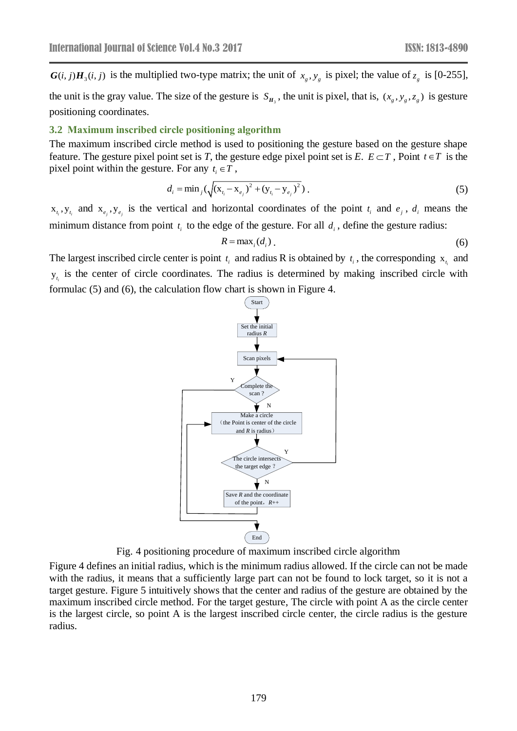$\boldsymbol{G}(i,j)\boldsymbol{H}_3(i,j)$ is the multiplied two-type matrix; the unit of $x_g, y_g$ is pixel; the value of $z_g$ is [0-255], the unit is the gray value. The size of the gesture is $S_{\boldsymbol{H}_3}$, the unit is pixel, that is, $(x_g, y_g, z_g)$ is gesture positioning coordinates.

### 3.2 Maximum inscribed circle positioning algorithm

The maximum inscribed circle method is used to positioning the gesture based on the gesture shape feature. The gesture pixel point set is *T*, the gesture edge pixel point set is *E*. $E \subset T$, Point $t \in T$ is the pixel point within the gesture. For any $t_i \in T$,

$$d_i = \min_j(\sqrt{(x_{t_i} - x_{e_j})^2 + (y_{t_i} - y_{e_j})^2}) . \tag{5}$$

$x_{t_i}, y_{t_i}$ and $x_{e_j}, y_{e_j}$ is the vertical and horizontal coordinates of the point $t_i$ and $e_j$, $d_i$ means the minimum distance from point $t_i$ to the edge of the gesture. For all $d_i$, define the gesture radius:

$$R = \max_i(d_i) . \tag{6}$$

The largest inscribed circle center is point $t_i$ and radius R is obtained by $t_i$, the corresponding $x_{t_i}$ and $y_{t_i}$ is the center of circle coordinates. The radius is determined by making inscribed circle with formulac (5) and (6), the calculation flow chart is shown in Figure 4.

Fig. 4 positioning procedure of maximum inscribed circle algorithm

Figure 4 defines an initial radius, which is the minimum radius allowed. If the circle can not be made with the radius, it means that a sufficiently large part can not be found to lock target, so it is not a target gesture. Figure 5 intuitively shows that the center and radius of the gesture are obtained by the maximum inscribed circle method. For the target gesture, The circle with point A as the circle center is the largest circle, so point A is the largest inscribed circle center, the circle radius is the gesture radius.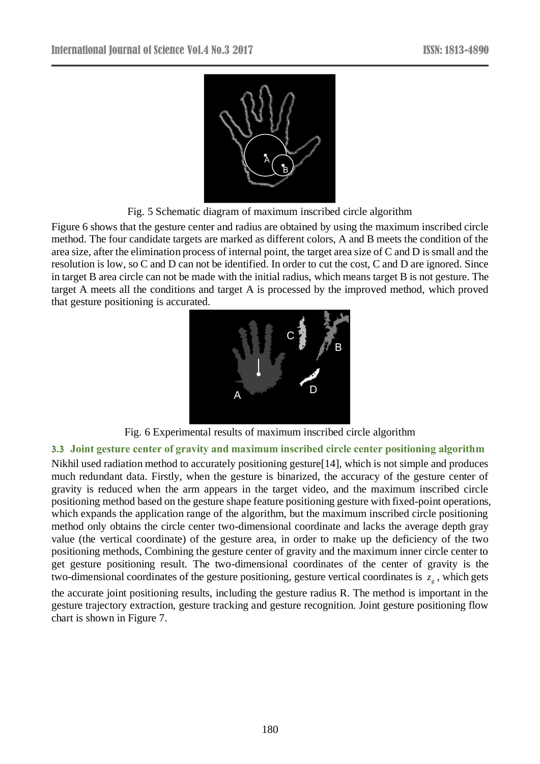Fig. 5 Schematic diagram of maximum inscribed circle algorithm

Figure 6 shows that the gesture center and radius are obtained by using the maximum inscribed circle method. The four candidate targets are marked as different colors, A and B meets the condition of the area size, after the elimination process of internal point, the target area size of C and D is small and the resolution is low, so C and D can not be identified. In order to cut the cost, C and D are ignored. Since in target B area circle can not be made with the initial radius, which means target B is not gesture. The target A meets all the conditions and target A is processed by the improved method, which proved that gesture positioning is accurated.

Fig. 6 Experimental results of maximum inscribed circle algorithm

### 3.3 Joint gesture center of gravity and maximum inscribed circle center positioning algorithm

Nikhil used radiation method to accurately positioning gesture[14], which is not simple and produces much redundant data. Firstly, when the gesture is binarized, the accuracy of the gesture center of gravity is reduced when the arm appears in the target video, and the maximum inscribed circle positioning method based on the gesture shape feature positioning gesture with fixed-point operations, which expands the application range of the algorithm, but the maximum inscribed circle positioning method only obtains the circle center two-dimensional coordinate and lacks the average depth gray value (the vertical coordinate) of the gesture area, in order to make up the deficiency of the two positioning methods, Combining the gesture center of gravity and the maximum inner circle center to get gesture positioning result. The two-dimensional coordinates of the center of gravity is the two-dimensional coordinates of the gesture positioning, gesture vertical coordinates is $z_g$, which gets the accurate joint positioning results, including the gesture radius R. The method is important in the gesture trajectory extraction, gesture tracking and gesture recognition. Joint gesture positioning flow chart is shown in Figure 7.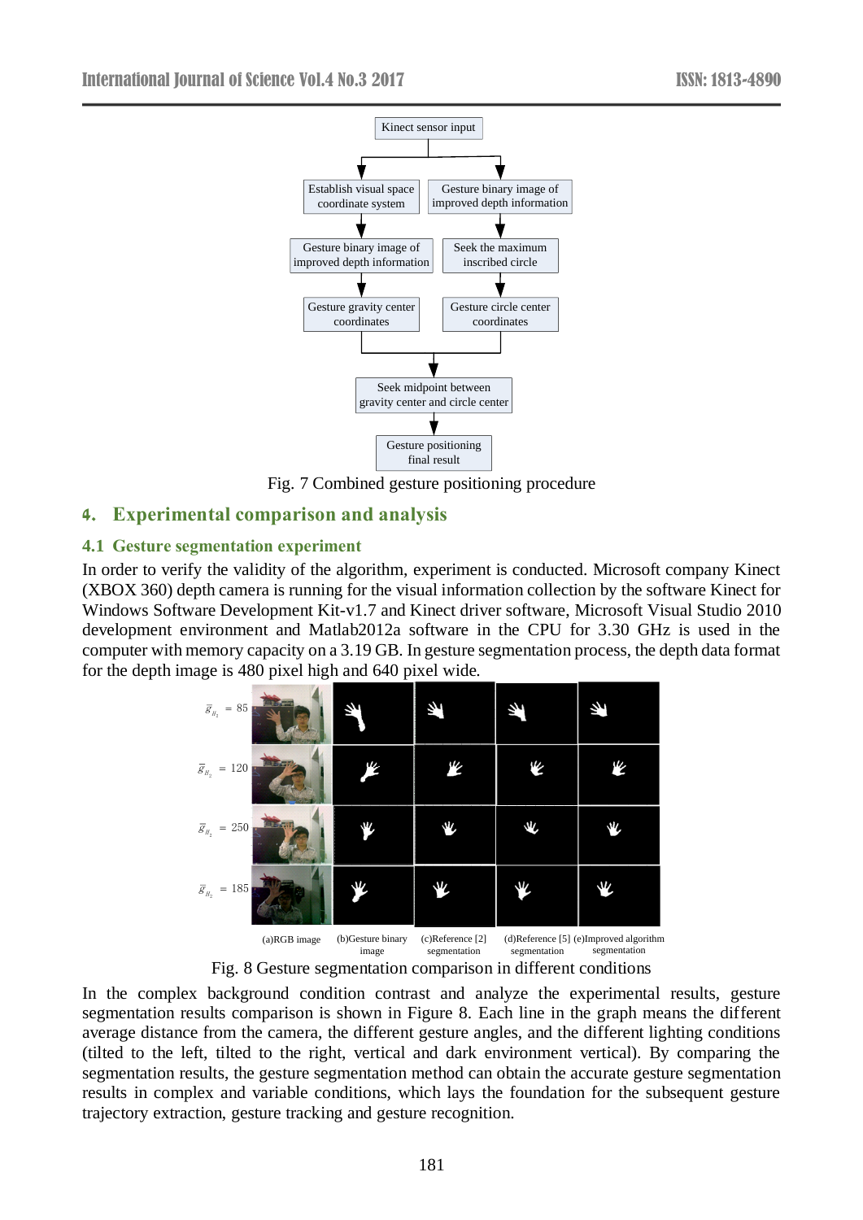Fig. 7 Combined gesture positioning procedure

## 4. Experimental comparison and analysis

### 4.1 Gesture segmentation experiment

In order to verify the validity of the algorithm, experiment is conducted. Microsoft company Kinect (XBOX 360) depth camera is running for the visual information collection by the software Kinect for Windows Software Development Kit-v1.7 and Kinect driver software, Microsoft Visual Studio 2010 development environment and Matlab2012a software in the CPU for 3.30 GHz is used in the computer with memory capacity on a 3.19 GB. In gesture segmentation process, the depth data format for the depth image is 480 pixel high and 640 pixel wide.

Fig. 8 Gesture segmentation comparison in different conditions

In the complex background condition contrast and analyze the experimental results, gesture segmentation results comparison is shown in Figure 8. Each line in the graph means the different average distance from the camera, the different gesture angles, and the different lighting conditions (tilted to the left, tilted to the right, vertical and dark environment vertical). By comparing the segmentation results, the gesture segmentation method can obtain the accurate gesture segmentation results in complex and variable conditions, which lays the foundation for the subsequent gesture trajectory extraction, gesture tracking and gesture recognition.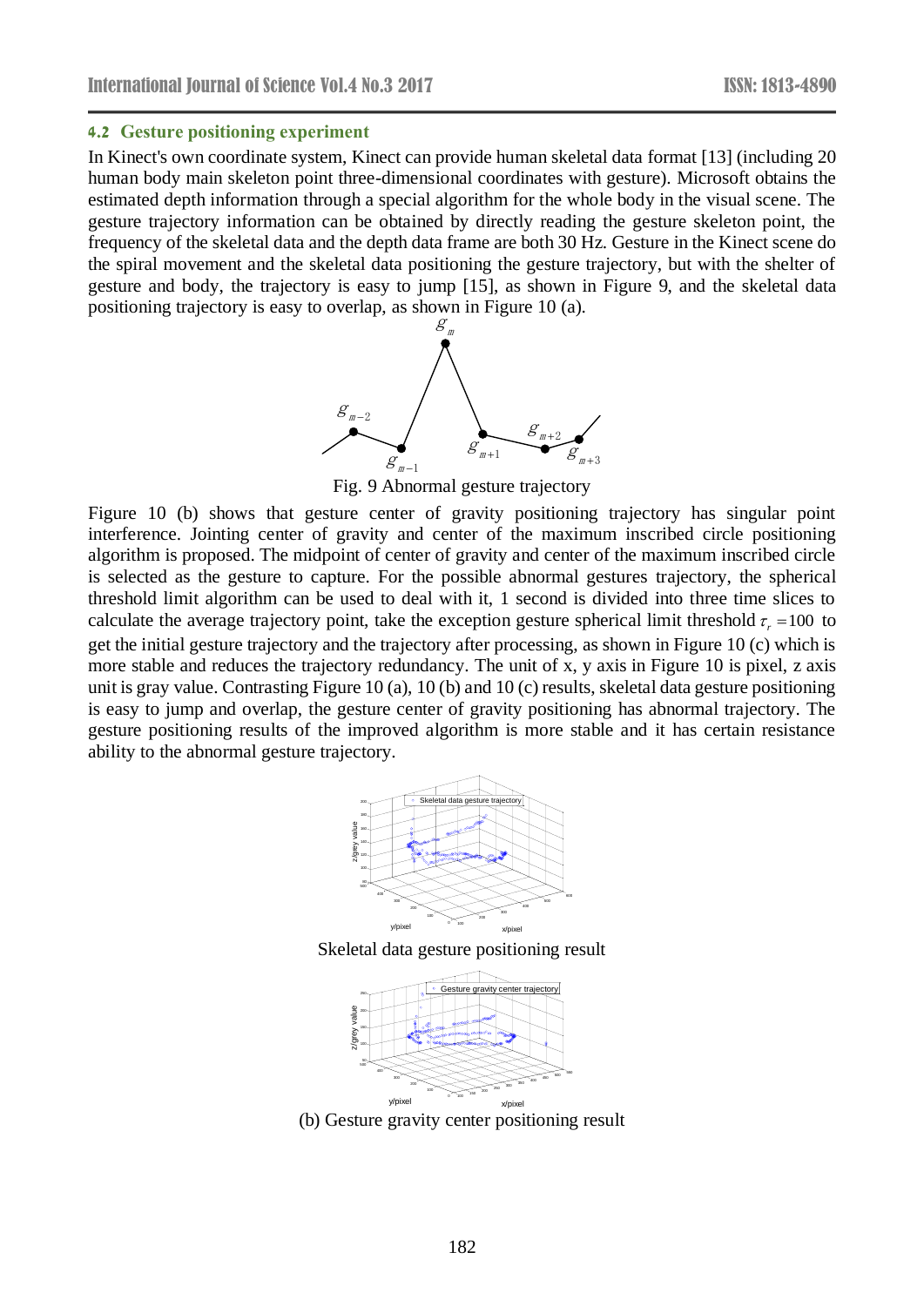### 4.2 Gesture positioning experiment

In Kinect's own coordinate system, Kinect can provide human skeletal data format [13] (including 20 human body main skeleton point three-dimensional coordinates with gesture). Microsoft obtains the estimated depth information through a special algorithm for the whole body in the visual scene. The gesture trajectory information can be obtained by directly reading the gesture skeleton point, the frequency of the skeletal data and the depth data frame are both 30 Hz. Gesture in the Kinect scene do the spiral movement and the skeletal data positioning the gesture trajectory, but with the shelter of gesture and body, the trajectory is easy to jump [15], as shown in Figure 9, and the skeletal data positioning trajectory is easy to overlap, as shown in Figure 10 (a).

Fig. 9 Abnormal gesture trajectory

Figure 10 (b) shows that gesture center of gravity positioning trajectory has singular point interference. Jointing center of gravity and center of the maximum inscribed circle positioning algorithm is proposed. The midpoint of center of gravity and center of the maximum inscribed circle is selected as the gesture to capture. For the possible abnormal gestures trajectory, the spherical threshold limit algorithm can be used to deal with it, 1 second is divided into three time slices to calculate the average trajectory point, take the exception gesture spherical limit threshold $\tau_r = 100$ to get the initial gesture trajectory and the trajectory after processing, as shown in Figure 10 (c) which is more stable and reduces the trajectory redundancy. The unit of x, y axis in Figure 10 is pixel, z axis unit is gray value. Contrasting Figure 10 (a), 10 (b) and 10 (c) results, skeletal data gesture positioning is easy to jump and overlap, the gesture center of gravity positioning has abnormal trajectory. The gesture positioning results of the improved algorithm is more stable and it has certain resistance ability to the abnormal gesture trajectory.

Skeletal data gesture positioning result

(b) Gesture gravity center positioning result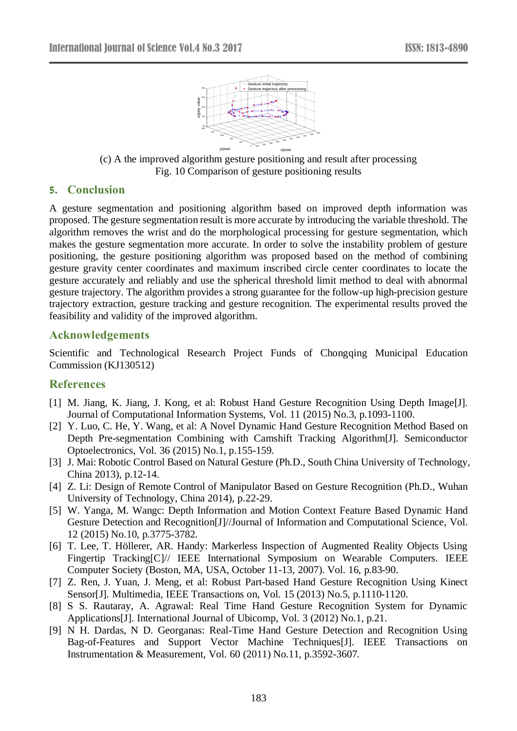(c) A the improved algorithm gesture positioning and result after processing

Fig. 10 Comparison of gesture positioning results

## 5. Conclusion

A gesture segmentation and positioning algorithm based on improved depth information was proposed. The gesture segmentation result is more accurate by introducing the variable threshold. The algorithm removes the wrist and do the morphological processing for gesture segmentation, which makes the gesture segmentation more accurate. In order to solve the instability problem of gesture positioning, the gesture positioning algorithm was proposed based on the method of combining gesture gravity center coordinates and maximum inscribed circle center coordinates to locate the gesture accurately and reliably and use the spherical threshold limit method to deal with abnormal gesture trajectory. The algorithm provides a strong guarantee for the follow-up high-precision gesture trajectory extraction, gesture tracking and gesture recognition. The experimental results proved the feasibility and validity of the improved algorithm.

## Acknowledgements

Scientific and Technological Research Project Funds of Chongqing Municipal Education Commission (KJ130512)

## References

[1] M. Jiang, K. Jiang, J. Kong, et al: Robust Hand Gesture Recognition Using Depth Image[J]. Journal of Computational Information Systems, Vol. 11 (2015) No.3, p.1093-1100.

[2] Y. Luo, C. He, Y. Wang, et al: A Novel Dynamic Hand Gesture Recognition Method Based on Depth Pre-segmentation Combining with Camshift Tracking Algorithm[J]. Semiconductor Optoelectronics, Vol. 36 (2015) No.1, p.155-159.

[3] J. Mai: Robotic Control Based on Natural Gesture (Ph.D., South China University of Technology, China 2013), p.12-14.

[4] Z. Li: Design of Remote Control of Manipulator Based on Gesture Recognition (Ph.D., Wuhan University of Technology, China 2014), p.22-29.

[5] W. Yanga, M. Wangc: Depth Information and Motion Context Feature Based Dynamic Hand Gesture Detection and Recognition[J]//Journal of Information and Computational Science, Vol. 12 (2015) No.10, p.3775-3782.

[6] T. Lee, T. Höllerer, AR. Handy: Markerless Inspection of Augmented Reality Objects Using Fingertip Tracking[C]// IEEE International Symposium on Wearable Computers. IEEE Computer Society (Boston, MA, USA, October 11-13, 2007). Vol. 16, p.83-90.

[7] Z. Ren, J. Yuan, J. Meng, et al: Robust Part-based Hand Gesture Recognition Using Kinect Sensor[J]. Multimedia, IEEE Transactions on, Vol. 15 (2013) No.5, p.1110-1120.

[8] S S. Rautaray, A. Agrawal: Real Time Hand Gesture Recognition System for Dynamic Applications[J]. International Journal of Ubicomp, Vol. 3 (2012) No.1, p.21.

[9] N H. Dardas, N D. Georganas: Real-Time Hand Gesture Detection and Recognition Using Bag-of-Features and Support Vector Machine Techniques[J]. IEEE Transactions on Instrumentation & Measurement, Vol. 60 (2011) No.11, p.3592-3607.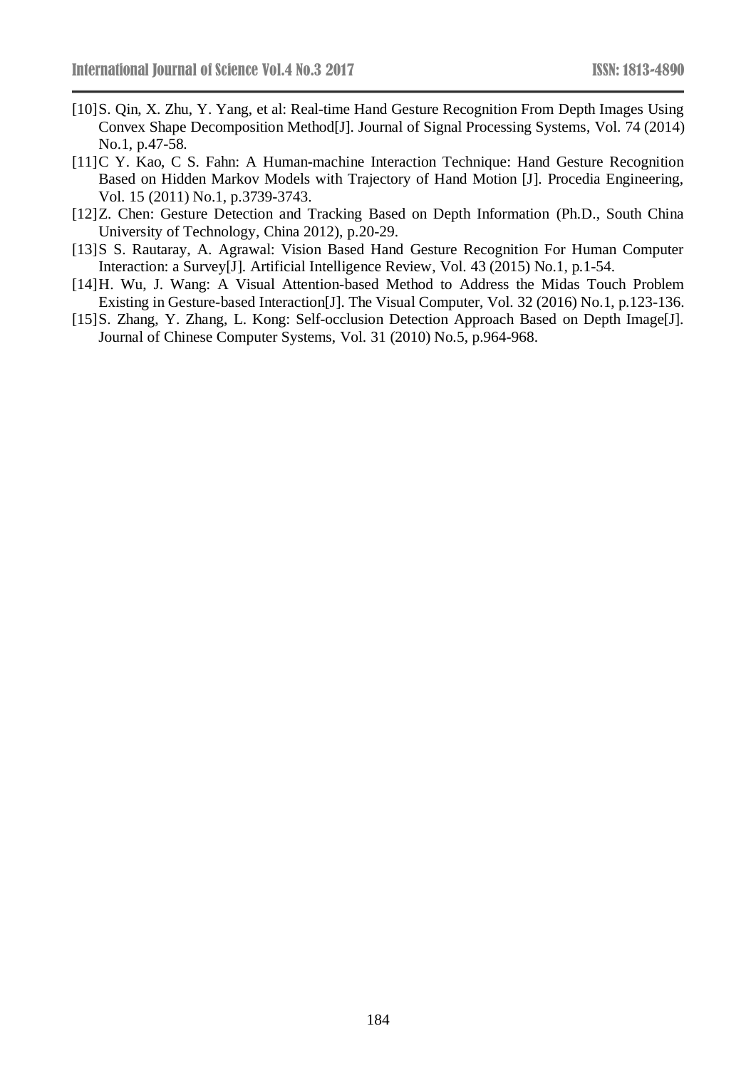[10] S. Qin, X. Zhu, Y. Yang, et al: Real-time Hand Gesture Recognition From Depth Images Using Convex Shape Decomposition Method[J]. Journal of Signal Processing Systems, Vol. 74 (2014) No.1, p.47-58.

[11] C Y. Kao, C S. Fahn: A Human-machine Interaction Technique: Hand Gesture Recognition Based on Hidden Markov Models with Trajectory of Hand Motion [J]. Procedia Engineering, Vol. 15 (2011) No.1, p.3739-3743.

[12] Z. Chen: Gesture Detection and Tracking Based on Depth Information (Ph.D., South China University of Technology, China 2012), p.20-29.

[13] S S. Rautaray, A. Agrawal: Vision Based Hand Gesture Recognition For Human Computer Interaction: a Survey[J]. Artificial Intelligence Review, Vol. 43 (2015) No.1, p.1-54.

[14] H. Wu, J. Wang: A Visual Attention-based Method to Address the Midas Touch Problem Existing in Gesture-based Interaction[J]. The Visual Computer, Vol. 32 (2016) No.1, p.123-136.

[15] S. Zhang, Y. Zhang, L. Kong: Self-occlusion Detection Approach Based on Depth Image[J]. Journal of Chinese Computer Systems, Vol. 31 (2010) No.5, p.964-968.